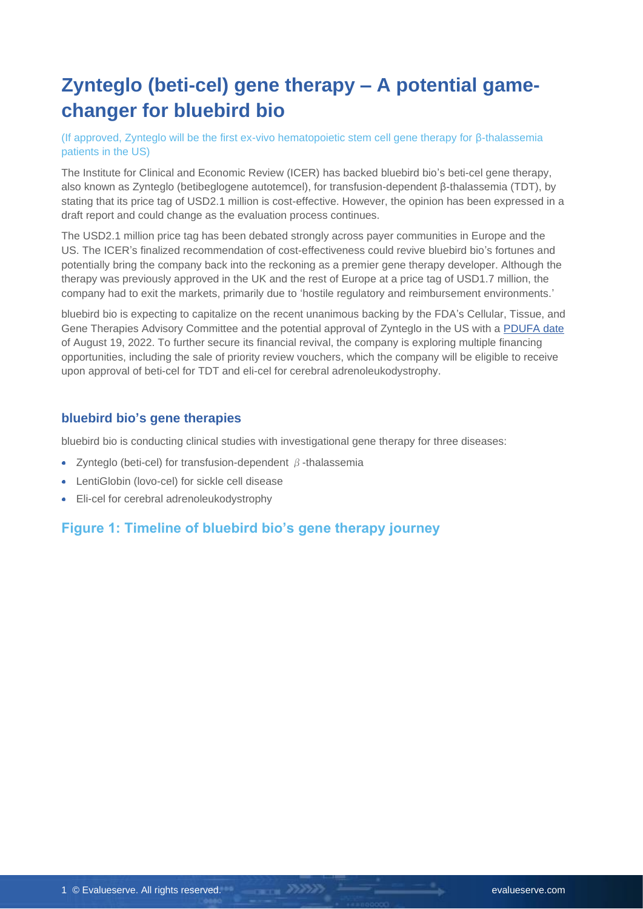# Zynteglo (beti-cel) gene therapy – A potential game-changer for bluebird bio

(If approved, Zynteglo will be the first ex-vivo hematopoietic stem cell gene therapy for β-thalassemia patients in the US)

The Institute for Clinical and Economic Review (ICER) has backed bluebird bio's beti-cel gene therapy, also known as Zynteglo (betibeglogene autotemcel), for transfusion-dependent β-thalassemia (TDT), by stating that its price tag of USD2.1 million is cost-effective. However, the opinion has been expressed in a draft report and could change as the evaluation process continues.

The USD2.1 million price tag has been debated strongly across payer communities in Europe and the US. The ICER's finalized recommendation of cost-effectiveness could revive bluebird bio's fortunes and potentially bring the company back into the reckoning as a premier gene therapy developer. Although the therapy was previously approved in the UK and the rest of Europe at a price tag of USD1.7 million, the company had to exit the markets, primarily due to 'hostile regulatory and reimbursement environments.'

bluebird bio is expecting to capitalize on the recent unanimous backing by the FDA's Cellular, Tissue, and Gene Therapies Advisory Committee and the potential approval of Zynteglo in the US with a PDUFA date of August 19, 2022. To further secure its financial revival, the company is exploring multiple financing opportunities, including the sale of priority review vouchers, which the company will be eligible to receive upon approval of beti-cel for TDT and eli-cel for cerebral adrenoleukodystrophy.

## bluebird bio's gene therapies

bluebird bio is conducting clinical studies with investigational gene therapy for three diseases:

- Zynteglo (beti-cel) for transfusion-dependent β-thalassemia
- LentiGlobin (lovo-cel) for sickle cell disease
- Eli-cel for cerebral adrenoleukodystrophy

## Figure 1: Timeline of bluebird bio's gene therapy journey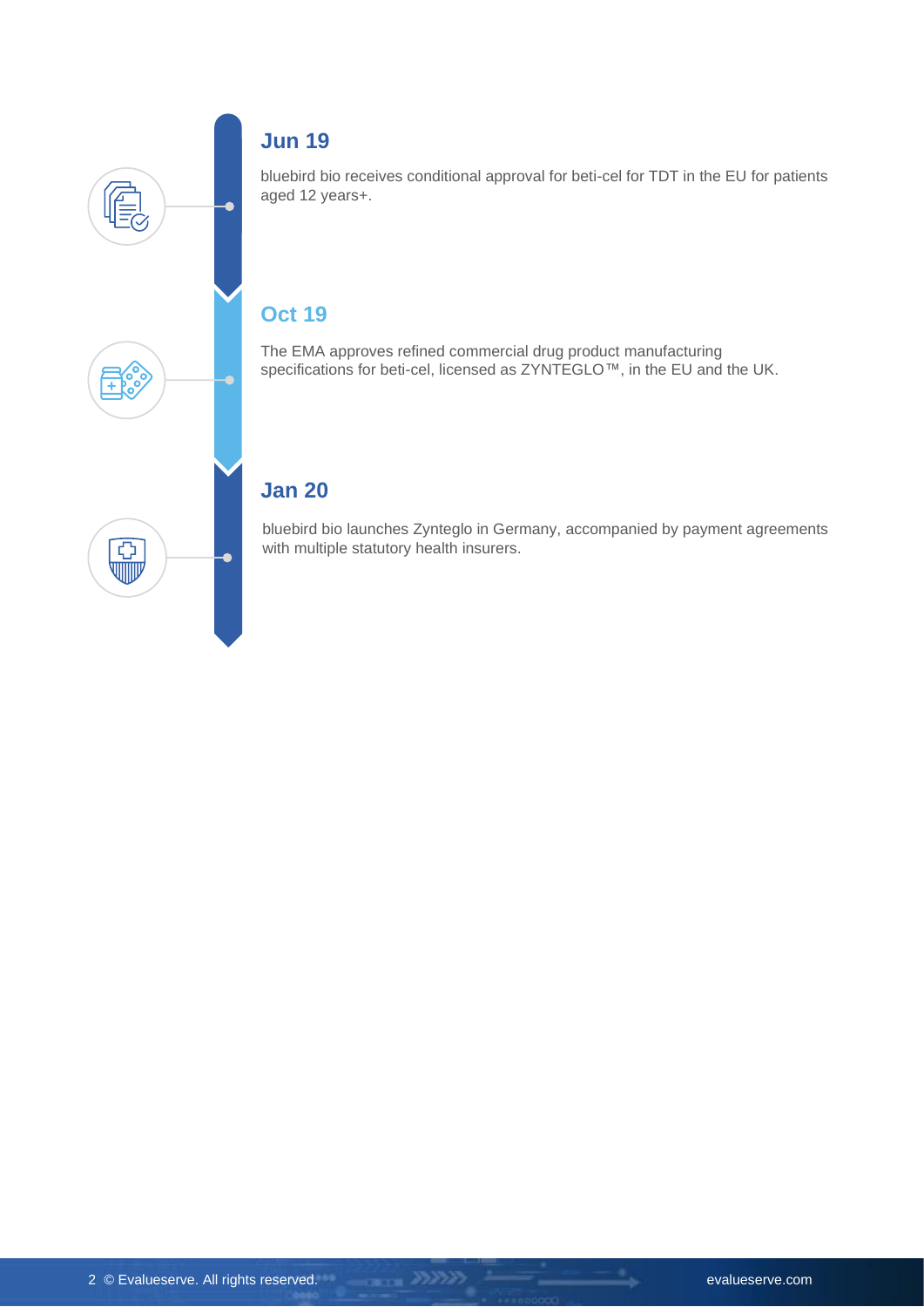## Jun 19

bluebird bio receives conditional approval for beti-cel for TDT in the EU for patients aged 12 years+.

## Oct 19

The EMA approves refined commercial drug product manufacturing specifications for beti-cel, licensed as ZYNTEGLO™, in the EU and the UK.

## Jan 20

bluebird bio launches Zynteglo in Germany, accompanied by payment agreements with multiple statutory health insurers.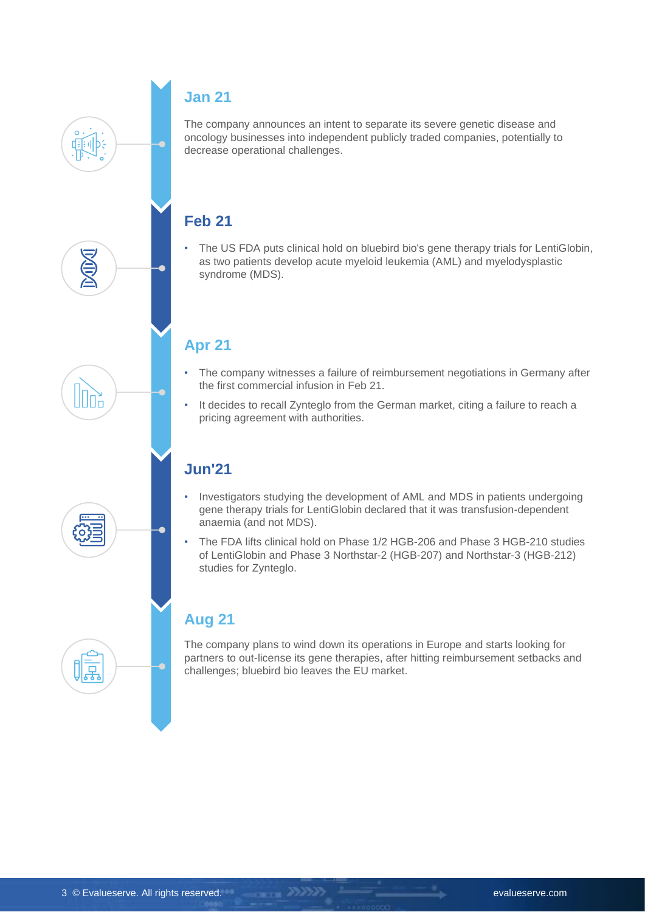## Jan 21

The company announces an intent to separate its severe genetic disease and oncology businesses into independent publicly traded companies, potentially to decrease operational challenges.

## Feb 21

- The US FDA puts clinical hold on bluebird bio's gene therapy trials for LentiGlobin, as two patients develop acute myeloid leukemia (AML) and myelodysplastic syndrome (MDS).

## Apr 21

- The company witnesses a failure of reimbursement negotiations in Germany after the first commercial infusion in Feb 21.
- It decides to recall Zynteglo from the German market, citing a failure to reach a pricing agreement with authorities.

## Jun'21

- Investigators studying the development of AML and MDS in patients undergoing gene therapy trials for LentiGlobin declared that it was transfusion-dependent anaemia (and not MDS).
- The FDA lifts clinical hold on Phase 1/2 HGB-206 and Phase 3 HGB-210 studies of LentiGlobin and Phase 3 Northstar-2 (HGB-207) and Northstar-3 (HGB-212) studies for Zynteglo.

## Aug 21

The company plans to wind down its operations in Europe and starts looking for partners to out-license its gene therapies, after hitting reimbursement setbacks and challenges; bluebird bio leaves the EU market.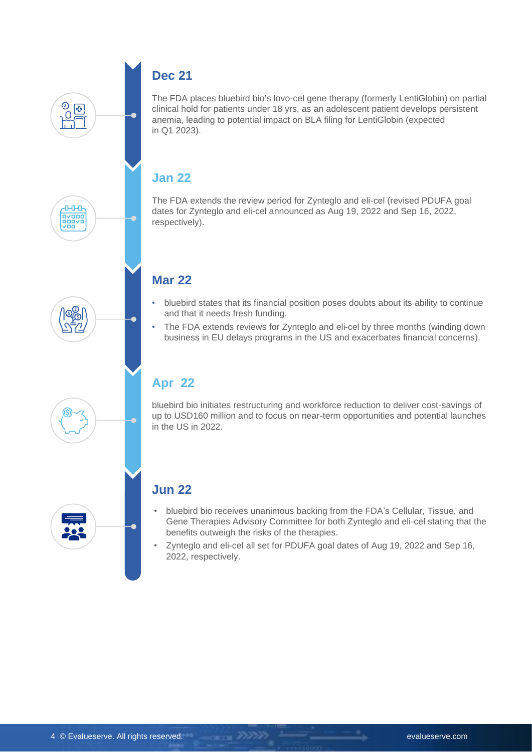## Dec 21

The FDA places bluebird bio's lovo-cel gene therapy (formerly LentiGlobin) on partial clinical hold for patients under 18 yrs, as an adolescent patient develops persistent anemia, leading to potential impact on BLA filing for LentiGlobin (expected in Q1 2023).

## Jan 22

The FDA extends the review period for Zynteglo and eli-cel (revised PDUFA goal dates for Zynteglo and eli-cel announced as Aug 19, 2022 and Sep 16, 2022, respectively).

## Mar 22

- bluebird states that its financial position poses doubts about its ability to continue and that it needs fresh funding.
- The FDA extends reviews for Zynteglo and eli-cel by three months (winding down business in EU delays programs in the US and exacerbates financial concerns).

## Apr 22

bluebird bio initiates restructuring and workforce reduction to deliver cost-savings of up to USD160 million and to focus on near-term opportunities and potential launches in the US in 2022.

## Jun 22

- bluebird bio receives unanimous backing from the FDA's Cellular, Tissue, and Gene Therapies Advisory Committee for both Zynteglo and eli-cel stating that the benefits outweigh the risks of the therapies.
- Zynteglo and eli-cel all set for PDUFA goal dates of Aug 19, 2022 and Sep 16, 2022, respectively.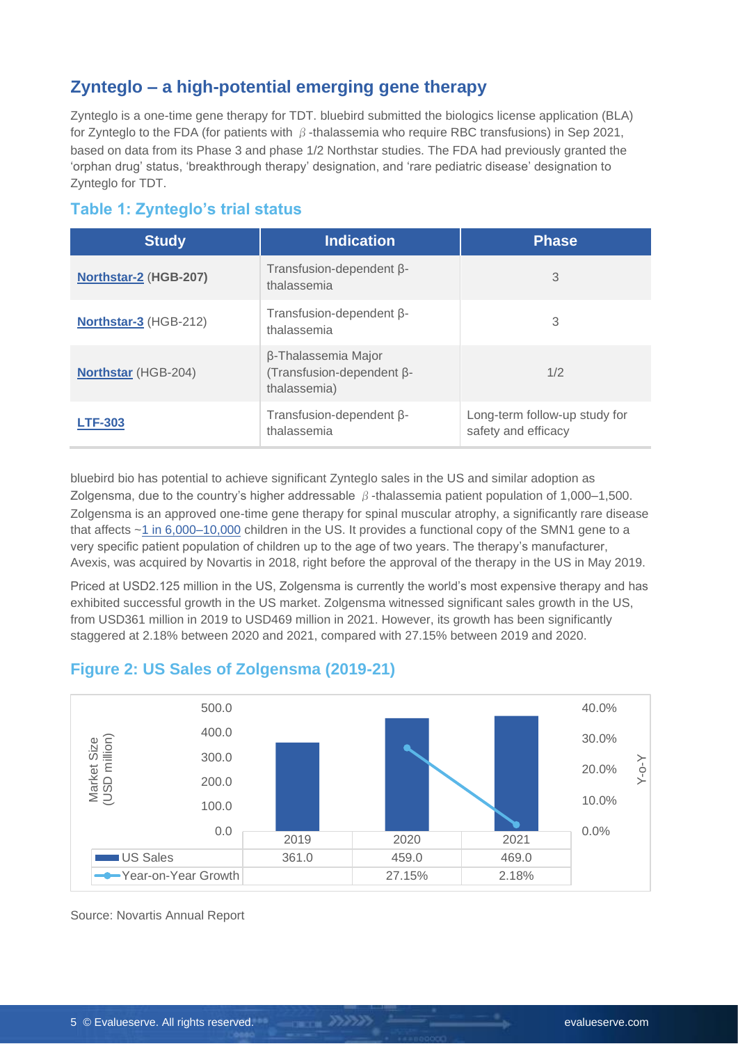## Zynteglo – a high-potential emerging gene therapy

Zynteglo is a one-time gene therapy for TDT. bluebird submitted the biologics license application (BLA) for Zynteglo to the FDA (for patients with β-thalassemia who require RBC transfusions) in Sep 2021, based on data from its Phase 3 and phase 1/2 Northstar studies. The FDA had previously granted the 'orphan drug' status, 'breakthrough therapy' designation, and 'rare pediatric disease' designation to Zynteglo for TDT.

### Table 1: Zynteglo's trial status

| Study | Indication | Phase |
|---|---|---|
| **Northstar-2** (**HGB-207**) | Transfusion-dependent β-thalassemia | 3 |
| **Northstar-3** (HGB-212) | Transfusion-dependent β-thalassemia | 3 |
| **Northstar** (HGB-204) | β-Thalassemia Major (Transfusion-dependent β-thalassemia) | 1/2 |
| **LTF-303** | Transfusion-dependent β-thalassemia | Long-term follow-up study for safety and efficacy |

bluebird bio has potential to achieve significant Zynteglo sales in the US and similar adoption as Zolgensma, due to the country's higher addressable β-thalassemia patient population of 1,000–1,500. Zolgensma is an approved one-time gene therapy for spinal muscular atrophy, a significantly rare disease that affects ~1 in 6,000–10,000 children in the US. It provides a functional copy of the SMN1 gene to a very specific patient population of children up to the age of two years. The therapy's manufacturer, Avexis, was acquired by Novartis in 2018, right before the approval of the therapy in the US in May 2019.

Priced at USD2.125 million in the US, Zolgensma is currently the world's most expensive therapy and has exhibited successful growth in the US market. Zolgensma witnessed significant sales growth in the US, from USD361 million in 2019 to USD469 million in 2021. However, its growth has been significantly staggered at 2.18% between 2020 and 2021, compared with 27.15% between 2019 and 2020.

### Figure 2: US Sales of Zolgensma (2019-21)

| | 2019 | 2020 | 2021 |
|---|---|---|---|
| US Sales (USD million) | 361.0 | 459.0 | 469.0 |
| Year-on-Year Growth | | 27.15% | 2.18% |

Source: Novartis Annual Report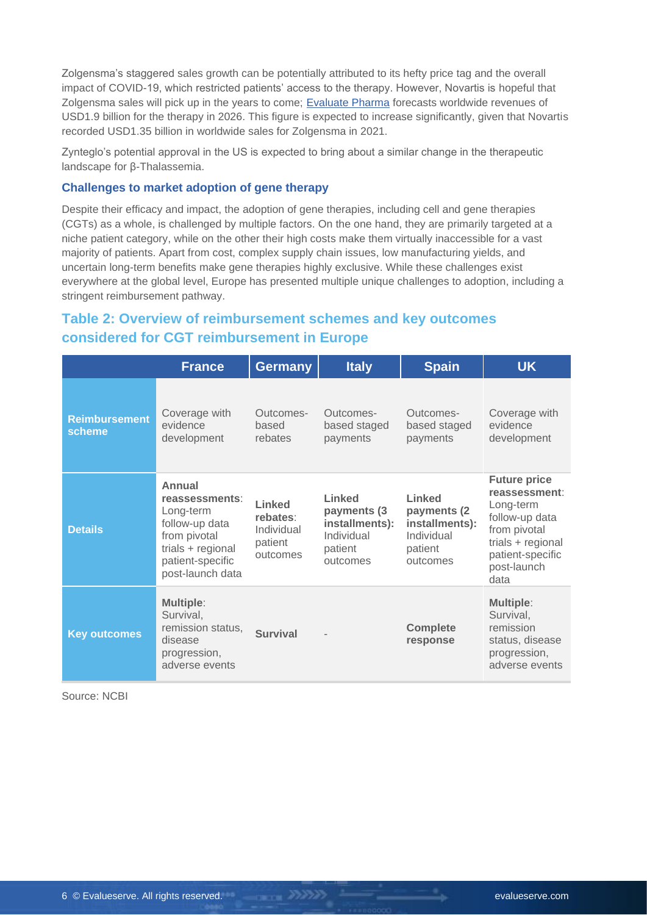Zolgensma's staggered sales growth can be potentially attributed to its hefty price tag and the overall impact of COVID-19, which restricted patients' access to the therapy. However, Novartis is hopeful that Zolgensma sales will pick up in the years to come; Evaluate Pharma forecasts worldwide revenues of USD1.9 billion for the therapy in 2026. This figure is expected to increase significantly, given that Novartis recorded USD1.35 billion in worldwide sales for Zolgensma in 2021.

Zynteglo's potential approval in the US is expected to bring about a similar change in the therapeutic landscape for β-Thalassemia.

### Challenges to market adoption of gene therapy

Despite their efficacy and impact, the adoption of gene therapies, including cell and gene therapies (CGTs) as a whole, is challenged by multiple factors. On the one hand, they are primarily targeted at a niche patient category, while on the other their high costs make them virtually inaccessible for a vast majority of patients. Apart from cost, complex supply chain issues, low manufacturing yields, and uncertain long-term benefits make gene therapies highly exclusive. While these challenges exist everywhere at the global level, Europe has presented multiple unique challenges to adoption, including a stringent reimbursement pathway.

## Table 2: Overview of reimbursement schemes and key outcomes considered for CGT reimbursement in Europe

| | France | Germany | Italy | Spain | UK |
|---|---|---|---|---|---|
| **Reimbursement scheme** | Coverage with evidence development | Outcomes-based rebates | Outcomes-based staged payments | Outcomes-based staged payments | Coverage with evidence development |
| **Details** | **Annual reassessments**: Long-term follow-up data from pivotal trials + regional patient-specific post-launch data | **Linked rebates**: Individual patient outcomes | **Linked payments (3 installments):** Individual patient outcomes | **Linked payments (2 installments):** Individual patient outcomes | **Future price reassessment**: Long-term follow-up data from pivotal trials + regional patient-specific post-launch data |
| **Key outcomes** | **Multiple**: Survival, remission status, disease progression, adverse events | **Survival** | - | **Complete response** | **Multiple**: Survival, remission status, disease progression, adverse events |

Source: NCBI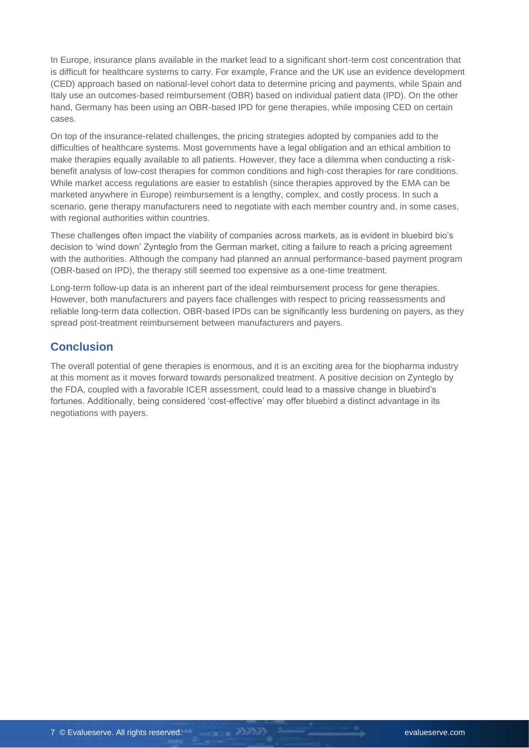In Europe, insurance plans available in the market lead to a significant short-term cost concentration that is difficult for healthcare systems to carry. For example, France and the UK use an evidence development (CED) approach based on national-level cohort data to determine pricing and payments, while Spain and Italy use an outcomes-based reimbursement (OBR) based on individual patient data (IPD). On the other hand, Germany has been using an OBR-based IPD for gene therapies, while imposing CED on certain cases.

On top of the insurance-related challenges, the pricing strategies adopted by companies add to the difficulties of healthcare systems. Most governments have a legal obligation and an ethical ambition to make therapies equally available to all patients. However, they face a dilemma when conducting a risk-benefit analysis of low-cost therapies for common conditions and high-cost therapies for rare conditions. While market access regulations are easier to establish (since therapies approved by the EMA can be marketed anywhere in Europe) reimbursement is a lengthy, complex, and costly process. In such a scenario, gene therapy manufacturers need to negotiate with each member country and, in some cases, with regional authorities within countries.

These challenges often impact the viability of companies across markets, as is evident in bluebird bio's decision to 'wind down' Zynteglo from the German market, citing a failure to reach a pricing agreement with the authorities. Although the company had planned an annual performance-based payment program (OBR-based on IPD), the therapy still seemed too expensive as a one-time treatment.

Long-term follow-up data is an inherent part of the ideal reimbursement process for gene therapies. However, both manufacturers and payers face challenges with respect to pricing reassessments and reliable long-term data collection. OBR-based IPDs can be significantly less burdening on payers, as they spread post-treatment reimbursement between manufacturers and payers.

## Conclusion

The overall potential of gene therapies is enormous, and it is an exciting area for the biopharma industry at this moment as it moves forward towards personalized treatment. A positive decision on Zynteglo by the FDA, coupled with a favorable ICER assessment, could lead to a massive change in bluebird's fortunes. Additionally, being considered 'cost-effective' may offer bluebird a distinct advantage in its negotiations with payers.